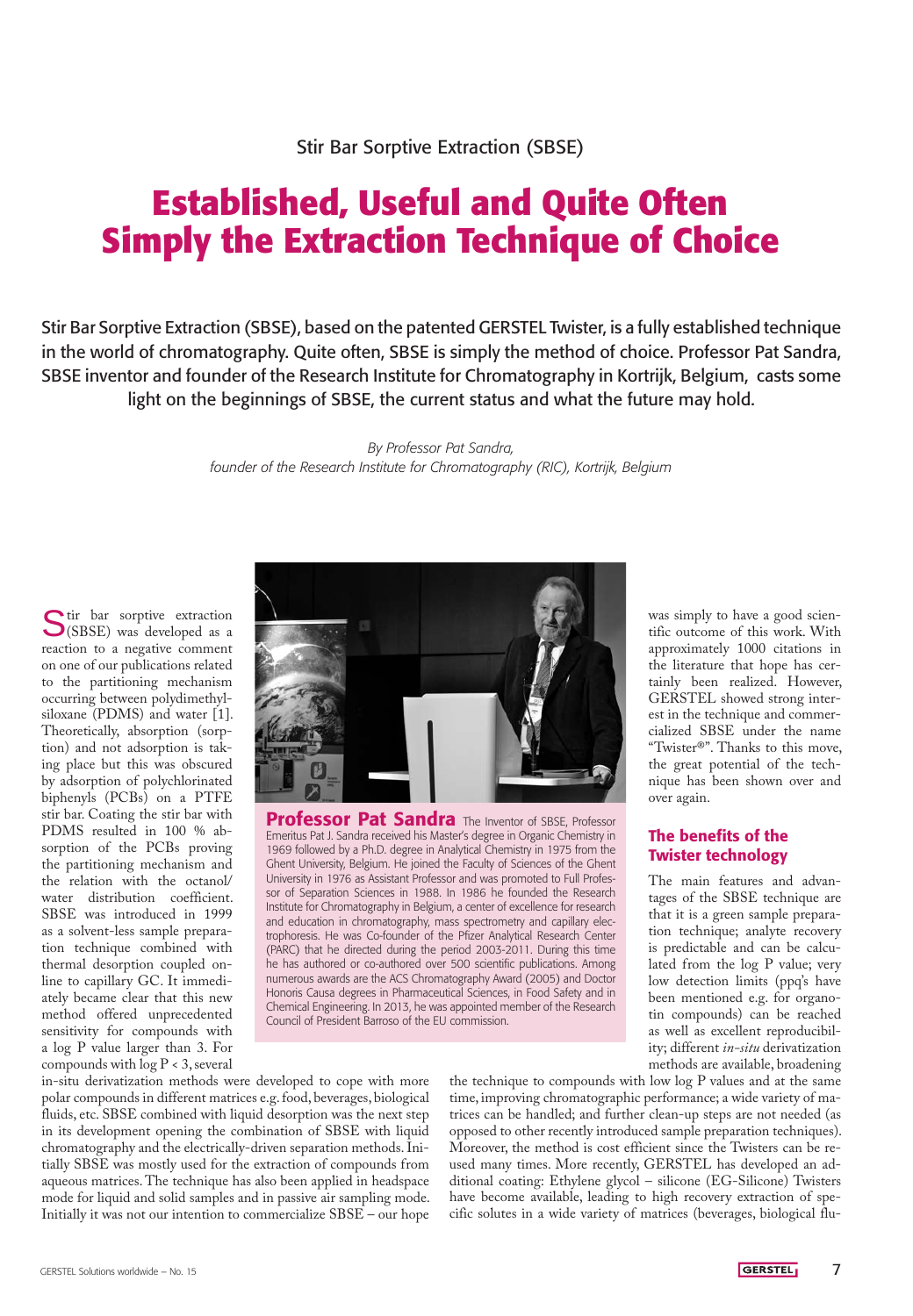Stir Bar Sorptive Extraction (SBSE)

# Established, Useful and Quite Often Simply the Extraction Technique of Choice

**Stir Bar Sorptive Extraction (SBSE), based on the patented GERSTEL Twister, is a fully established technique in the world of chromatography. Quite often, SBSE is simply the method of choice. Professor Pat Sandra, SBSE inventor and founder of the Research Institute for Chromatography in Kortrijk, Belgium, casts some light on the beginnings of SBSE, the current status and what the future may hold.**

*By Professor Pat Sandra, founder of the Research Institute for Chromatography (RIC), Kortrijk, Belgium*

Stir bar sorptive extraction (SBSE) was developed as a reaction to a negative comment on one of our publications related to the partitioning mechanism occurring between polydimethylsiloxane (PDMS) and water [1]. Theoretically, absorption (sorption) and not adsorption is taking place but this was obscured by adsorption of polychlorinated biphenyls (PCBs) on a PTFE stir bar. Coating the stir bar with PDMS resulted in 100 % absorption of the PCBs proving the partitioning mechanism and the relation with the octanol/water distribution coefficient. SBSE was introduced in 1999 as a solvent-less sample preparation technique combined with thermal desorption coupled online to capillary GC. It immediately became clear that this new method offered unprecedented sensitivity for compounds with a log P value larger than 3. For compounds with log P < 3, several in-situ derivatization methods were developed to cope with more polar compounds in different matrices e.g. food, beverages, biological fluids, etc. SBSE combined with liquid desorption was the next step in its development opening the combination of SBSE with liquid chromatography and the electrically-driven separation methods. Initially SBSE was mostly used for the extraction of compounds from aqueous matrices. The technique has also been applied in headspace mode for liquid and solid samples and in passive air sampling mode. Initially it was not our intention to commercialize SBSE – our hope was simply to have a good scientific outcome of this work. With approximately 1000 citations in the literature that hope has certainly been realized. However, GERSTEL showed strong interest in the technique and commercialized SBSE under the name "Twister®". Thanks to this move, the great potential of the technique has been shown over and over again.

**Professor Pat Sandra** The Inventor of SBSE, Professor Emeritus Pat J. Sandra received his Master's degree in Organic Chemistry in 1969 followed by a Ph.D. degree in Analytical Chemistry in 1975 from the Ghent University, Belgium. He joined the Faculty of Sciences of the Ghent University in 1976 as Assistant Professor and was promoted to Full Professor of Separation Sciences in 1988. In 1986 he founded the Research Institute for Chromatography in Belgium, a center of excellence for research and education in chromatography, mass spectrometry and capillary electrophoresis. He was Co-founder of the Pfizer Analytical Research Center (PARC) that he directed during the period 2003-2011. During this time he has authored or co-authored over 500 scientific publications. Among numerous awards are the ACS Chromatography Award (2005) and Doctor Honoris Causa degrees in Pharmaceutical Sciences, in Food Safety and in Chemical Engineering. In 2013, he was appointed member of the Research Council of President Barroso of the EU commission.

## The benefits of the Twister technology

The main features and advantages of the SBSE technique are that it is a green sample preparation technique; analyte recovery is predictable and can be calculated from the log P value; very low detection limits (ppq's have been mentioned e.g. for organotin compounds) can be reached as well as excellent reproducibility; different *in-situ* derivatization methods are available, broadening the technique to compounds with low log P values and at the same time, improving chromatographic performance; a wide variety of matrices can be handled; and further clean-up steps are not needed (as opposed to other recently introduced sample preparation techniques). Moreover, the method is cost efficient since the Twisters can be reused many times. More recently, GERSTEL has developed an additional coating: Ethylene glycol – silicone (EG-Silicone) Twisters have become available, leading to high recovery extraction of specific solutes in a wide variety of matrices (beverages, biological flu-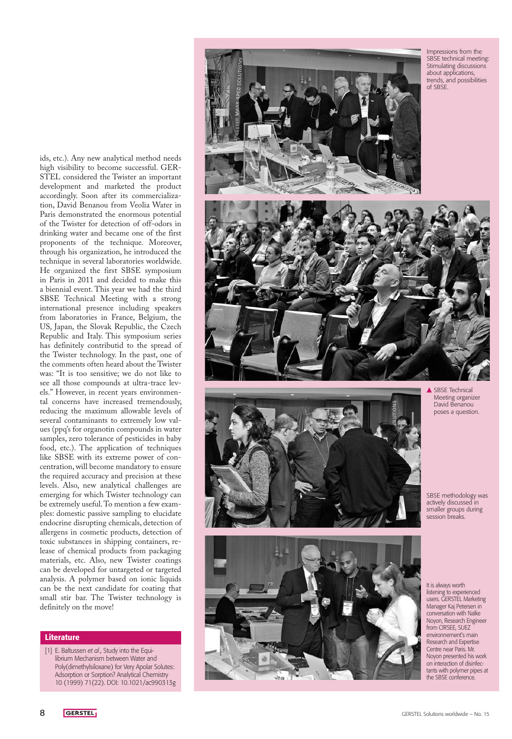ids, etc.). Any new analytical method needs high visibility to become successful. GERSTEL considered the Twister an important development and marketed the product accordingly. Soon after its commercialization, David Benanou from Veolia Water in Paris demonstrated the enormous potential of the Twister for detection of off-odors in drinking water and became one of the first proponents of the technique. Moreover, through his organization, he introduced the technique in several laboratories worldwide. He organized the first SBSE symposium in Paris in 2011 and decided to make this a biennial event. This year we had the third SBSE Technical Meeting with a strong international presence including speakers from laboratories in France, Belgium, the US, Japan, the Slovak Republic, the Czech Republic and Italy. This symposium series has definitely contributid to the spread of the Twister technology. In the past, one of the comments often heard about the Twister was: "It is too sensitive; we do not like to see all those compounds at ultra-trace levels." However, in recent years environmental concerns have increased tremendously, reducing the maximum allowable levels of several contaminants to extremely low values (ppq's for organotin compounds in water samples, zero tolerance of pesticides in baby food, etc.). The application of techniques like SBSE with its extreme power of concentration, will become mandatory to ensure the required accuracy and precision at these levels. Also, new analytical challenges are emerging for which Twister technology can be extremely useful. To mention a few examples: domestic passive sampling to elucidate endocrine disrupting chemicals, detection of allergens in cosmetic products, detection of toxic substances in shipping containers, release of chemical products from packaging materials, etc. Also, new Twister coatings can be developed for untargeted or targeted analysis. A polymer based on ionic liquids can be the next candidate for coating that small stir bar. The Twister technology is definitely on the move!

## Literature

[1] E. Baltussen *et al.*, Study into the Equilibrium Mechanism between Water and Poly(dimethylsiloxane) for Very Apolar Solutes: Adsorption or Sorption? Analytical Chemistry 10 (1999) 71(22). DOI: 10.1021/ac990313g

Impressions from the SBSE technical meeting: Stimulating discussions about applications, trends, and possibilities of SBSE.

▲ SBSE Technical Meeting organizer David Benanou poses a question.

SBSE methodology was actively discussed in smaller groups during session breaks.

It is always worth listening to experienced users. GERSTEL Marketing Manager Kaj Petersen in conversation with Naike Noyon, Research Engineer from CIRSEE, SUEZ environnement's main Research and Expertise Centre near Paris. Mr. Noyon presented his work on interaction of disinfectants with polymer pipes at the SBSE conference.